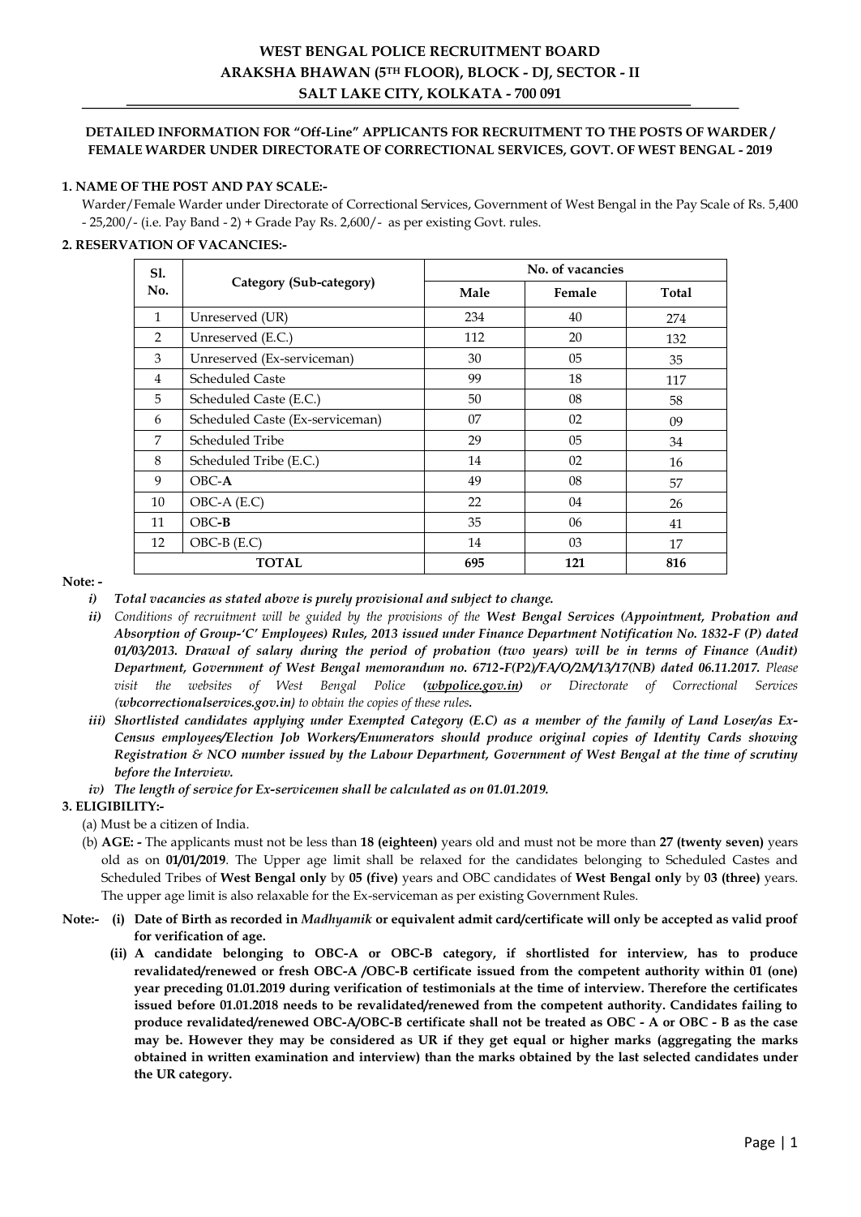# WEST BENGAL POLICE RECRUITMENT BOARD
## ARAKSHA BHAWAN (5TH FLOOR), BLOCK - DJ, SECTOR - II
## SALT LAKE CITY, KOLKATA - 700 091

**DETAILED INFORMATION FOR "Off-Line" APPLICANTS FOR RECRUITMENT TO THE POSTS OF WARDER / FEMALE WARDER UNDER DIRECTORATE OF CORRECTIONAL SERVICES, GOVT. OF WEST BENGAL - 2019**

**1. NAME OF THE POST AND PAY SCALE:-**

Warder/Female Warder under Directorate of Correctional Services, Government of West Bengal in the Pay Scale of Rs. 5,400 - 25,200/- (i.e. Pay Band - 2) + Grade Pay Rs. 2,600/- as per existing Govt. rules.

**2. RESERVATION OF VACANCIES:-**

| Sl. No. | Category (Sub-category) | No. of vacancies | | |
|---|---|---|---|---|
| | | Male | Female | Total |
| 1 | Unreserved (UR) | 234 | 40 | 274 |
| 2 | Unreserved (E.C.) | 112 | 20 | 132 |
| 3 | Unreserved (Ex-serviceman) | 30 | 05 | 35 |
| 4 | Scheduled Caste | 99 | 18 | 117 |
| 5 | Scheduled Caste (E.C.) | 50 | 08 | 58 |
| 6 | Scheduled Caste (Ex-serviceman) | 07 | 02 | 09 |
| 7 | Scheduled Tribe | 29 | 05 | 34 |
| 8 | Scheduled Tribe (E.C.) | 14 | 02 | 16 |
| 9 | OBC-**A** | 49 | 08 | 57 |
| 10 | OBC-A (E.C) | 22 | 04 | 26 |
| 11 | OBC-**B** | 35 | 06 | 41 |
| 12 | OBC-B (E.C) | 14 | 03 | 17 |
| | **TOTAL** | **695** | **121** | **816** |

**Note: -**

*i)* ***Total vacancies as stated above is purely provisional and subject to change.***

*ii)* ***Conditions of recruitment will be guided by the provisions of the West Bengal Services (Appointment, Probation and Absorption of Group-'C' Employees) Rules, 2013 issued under Finance Department Notification No. 1832-F (P) dated 01/03/2013. Drawal of salary during the period of probation (two years) will be in terms of Finance (Audit) Department, Government of West Bengal memorandum no. 6712-F(P2)/FA/O/2M/13/17(NB) dated 06.11.2017.*** *Please visit the websites of West Bengal Police (**wbpolice.gov.in**) or Directorate of Correctional Services (**wbcorrectionalservices.gov.in**) to obtain the copies of these rules.*

*iii)* ***Shortlisted candidates applying under Exempted Category (E.C) as a member of the family of Land Loser/as Ex-Census employees/Election Job Workers/Enumerators should produce original copies of Identity Cards showing Registration & NCO number issued by the Labour Department, Government of West Bengal at the time of scrutiny before the Interview.***

*iv)* ***The length of service for Ex-servicemen shall be calculated as on 01.01.2019.***

**3. ELIGIBILITY:-**

(a) Must be a citizen of India.

(b) **AGE: -** The applicants must not be less than **18 (eighteen)** years old and must not be more than **27 (twenty seven)** years old as on **01/01/2019**. The Upper age limit shall be relaxed for the candidates belonging to Scheduled Castes and Scheduled Tribes of **West Bengal only** by **05 (five)** years and OBC candidates of **West Bengal only** by **03 (three)** years. The upper age limit is also relaxable for the Ex-serviceman as per existing Government Rules.

**Note:- (i) Date of Birth as recorded in *Madhyamik* or equivalent admit card/certificate will only be accepted as valid proof for verification of age.**

**(ii) A candidate belonging to OBC-A or OBC-B category, if shortlisted for interview, has to produce revalidated/renewed or fresh OBC-A /OBC-B certificate issued from the competent authority within 01 (one) year preceding 01.01.2019 during verification of testimonials at the time of interview. Therefore the certificates issued before 01.01.2018 needs to be revalidated/renewed from the competent authority. Candidates failing to produce revalidated/renewed OBC-A/OBC-B certificate shall not be treated as OBC - A or OBC - B as the case may be. However they may be considered as UR if they get equal or higher marks (aggregating the marks obtained in written examination and interview) than the marks obtained by the last selected candidates under the UR category.**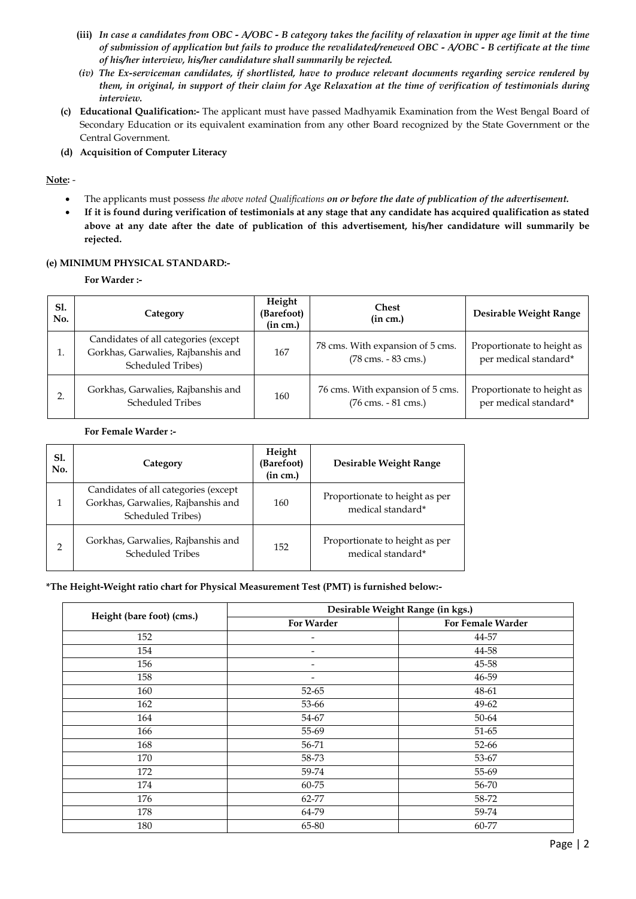*(iii) In case a candidates from OBC - A/OBC - B category takes the facility of relaxation in upper age limit at the time of submission of application but fails to produce the revalidated/renewed OBC - A/OBC - B certificate at the time of his/her interview, his/her candidature shall summarily be rejected.*

*(iv) The Ex-serviceman candidates, if shortlisted, have to produce relevant documents regarding service rendered by them, in original, in support of their claim for Age Relaxation at the time of verification of testimonials during interview.*

**(c) Educational Qualification:-** The applicant must have passed Madhyamik Examination from the West Bengal Board of Secondary Education or its equivalent examination from any other Board recognized by the State Government or the Central Government.

**(d) Acquisition of Computer Literacy**

**Note:** -

- The applicants must possess *the above noted Qualifications* ***on or before the date of publication of the advertisement.***
- **If it is found during verification of testimonials at any stage that any candidate has acquired qualification as stated above at any date after the date of publication of this advertisement, his/her candidature will summarily be rejected.**

**(e) MINIMUM PHYSICAL STANDARD:-**

**For Warder :-**

| Sl. No. | Category | Height (Barefoot) (in cm.) | Chest (in cm.) | Desirable Weight Range |
|---|---|---|---|---|
| 1. | Candidates of all categories (except Gorkhas, Garwalies, Rajbanshis and Scheduled Tribes) | 167 | 78 cms. With expansion of 5 cms. (78 cms. - 83 cms.) | Proportionate to height as per medical standard* |
| 2. | Gorkhas, Garwalies, Rajbanshis and Scheduled Tribes | 160 | 76 cms. With expansion of 5 cms. (76 cms. - 81 cms.) | Proportionate to height as per medical standard* |

**For Female Warder :-**

| Sl. No. | Category | Height (Barefoot) (in cm.) | Desirable Weight Range |
|---|---|---|---|
| 1 | Candidates of all categories (except Gorkhas, Garwalies, Rajbanshis and Scheduled Tribes) | 160 | Proportionate to height as per medical standard* |
| 2 | Gorkhas, Garwalies, Rajbanshis and Scheduled Tribes | 152 | Proportionate to height as per medical standard* |

**\*The Height-Weight ratio chart for Physical Measurement Test (PMT) is furnished below:-**

| Height (bare foot) (cms.) | Desirable Weight Range (in kgs.) | |
|---|---|---|
| | **For Warder** | **For Female Warder** |
| 152 | - | 44-57 |
| 154 | - | 44-58 |
| 156 | - | 45-58 |
| 158 | - | 46-59 |
| 160 | 52-65 | 48-61 |
| 162 | 53-66 | 49-62 |
| 164 | 54-67 | 50-64 |
| 166 | 55-69 | 51-65 |
| 168 | 56-71 | 52-66 |
| 170 | 58-73 | 53-67 |
| 172 | 59-74 | 55-69 |
| 174 | 60-75 | 56-70 |
| 176 | 62-77 | 58-72 |
| 178 | 64-79 | 59-74 |
| 180 | 65-80 | 60-77 |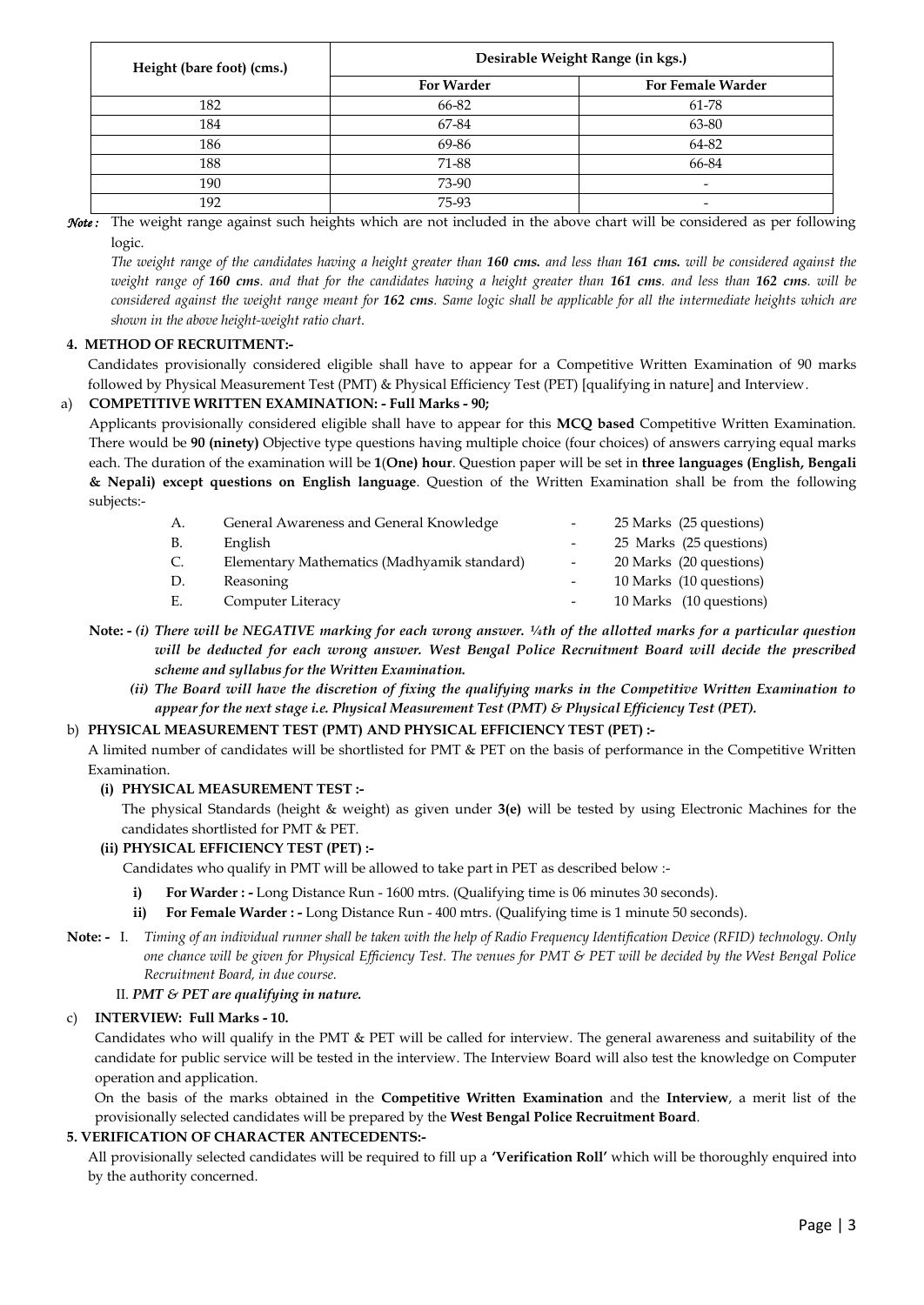| Height (bare foot) (cms.) | Desirable Weight Range (in kgs.) | |
|---|---|---|
| | **For Warder** | **For Female Warder** |
| 182 | 66-82 | 61-78 |
| 184 | 67-84 | 63-80 |
| 186 | 69-86 | 64-82 |
| 188 | 71-88 | 66-84 |
| 190 | 73-90 | - |
| 192 | 75-93 | - |

***Note :*** The weight range against such heights which are not included in the above chart will be considered as per following logic.

*The weight range of the candidates having a height greater than **160 cms.** and less than **161 cms.** will be considered against the weight range of **160 cms**. and that for the candidates having a height greater than **161 cms**. and less than **162 cms**. will be considered against the weight range meant for **162 cms**. Same logic shall be applicable for all the intermediate heights which are shown in the above height-weight ratio chart.*

**4. METHOD OF RECRUITMENT:-**

Candidates provisionally considered eligible shall have to appear for a Competitive Written Examination of 90 marks followed by Physical Measurement Test (PMT) & Physical Efficiency Test (PET) [qualifying in nature] and Interview.

a) **COMPETITIVE WRITTEN EXAMINATION: - Full Marks - 90;**

Applicants provisionally considered eligible shall have to appear for this **MCQ based** Competitive Written Examination. There would be **90 (ninety)** Objective type questions having multiple choice (four choices) of answers carrying equal marks each. The duration of the examination will be **1**(**One) hour**. Question paper will be set in **three languages (English, Bengali & Nepali) except questions on English language**. Question of the Written Examination shall be from the following subjects:-

| | | | |
|---|---|---|---|
| A. | General Awareness and General Knowledge | - | 25 Marks (25 questions) |
| B. | English | - | 25 Marks (25 questions) |
| C. | Elementary Mathematics (Madhyamik standard) | - | 20 Marks (20 questions) |
| D. | Reasoning | - | 10 Marks (10 questions) |
| E. | Computer Literacy | - | 10 Marks (10 questions) |

**Note: -** ***(i) There will be NEGATIVE marking for each wrong answer. ¼th of the allotted marks for a particular question will be deducted for each wrong answer. West Bengal Police Recruitment Board will decide the prescribed scheme and syllabus for the Written Examination.***

***(ii) The Board will have the discretion of fixing the qualifying marks in the Competitive Written Examination to appear for the next stage i.e. Physical Measurement Test (PMT) & Physical Efficiency Test (PET).***

b) **PHYSICAL MEASUREMENT TEST (PMT) AND PHYSICAL EFFICIENCY TEST (PET) :-**

A limited number of candidates will be shortlisted for PMT & PET on the basis of performance in the Competitive Written Examination.

**(i) PHYSICAL MEASUREMENT TEST :-**

The physical Standards (height & weight) as given under **3(e)** will be tested by using Electronic Machines for the candidates shortlisted for PMT & PET.

**(ii) PHYSICAL EFFICIENCY TEST (PET) :-**

Candidates who qualify in PMT will be allowed to take part in PET as described below :-

- **i) For Warder : -** Long Distance Run - 1600 mtrs. (Qualifying time is 06 minutes 30 seconds).
- **ii) For Female Warder : -** Long Distance Run - 400 mtrs. (Qualifying time is 1 minute 50 seconds).

**Note: -** I. *Timing of an individual runner shall be taken with the help of Radio Frequency Identification Device (RFID) technology. Only one chance will be given for Physical Efficiency Test. The venues for PMT & PET will be decided by the West Bengal Police Recruitment Board, in due course.*

II. ***PMT & PET are qualifying in nature.***

c) **INTERVIEW: Full Marks - 10.**

Candidates who will qualify in the PMT & PET will be called for interview. The general awareness and suitability of the candidate for public service will be tested in the interview. The Interview Board will also test the knowledge on Computer operation and application.

On the basis of the marks obtained in the **Competitive Written Examination** and the **Interview**, a merit list of the provisionally selected candidates will be prepared by the **West Bengal Police Recruitment Board**.

**5. VERIFICATION OF CHARACTER ANTECEDENTS:-**

All provisionally selected candidates will be required to fill up a **'Verification Roll'** which will be thoroughly enquired into by the authority concerned.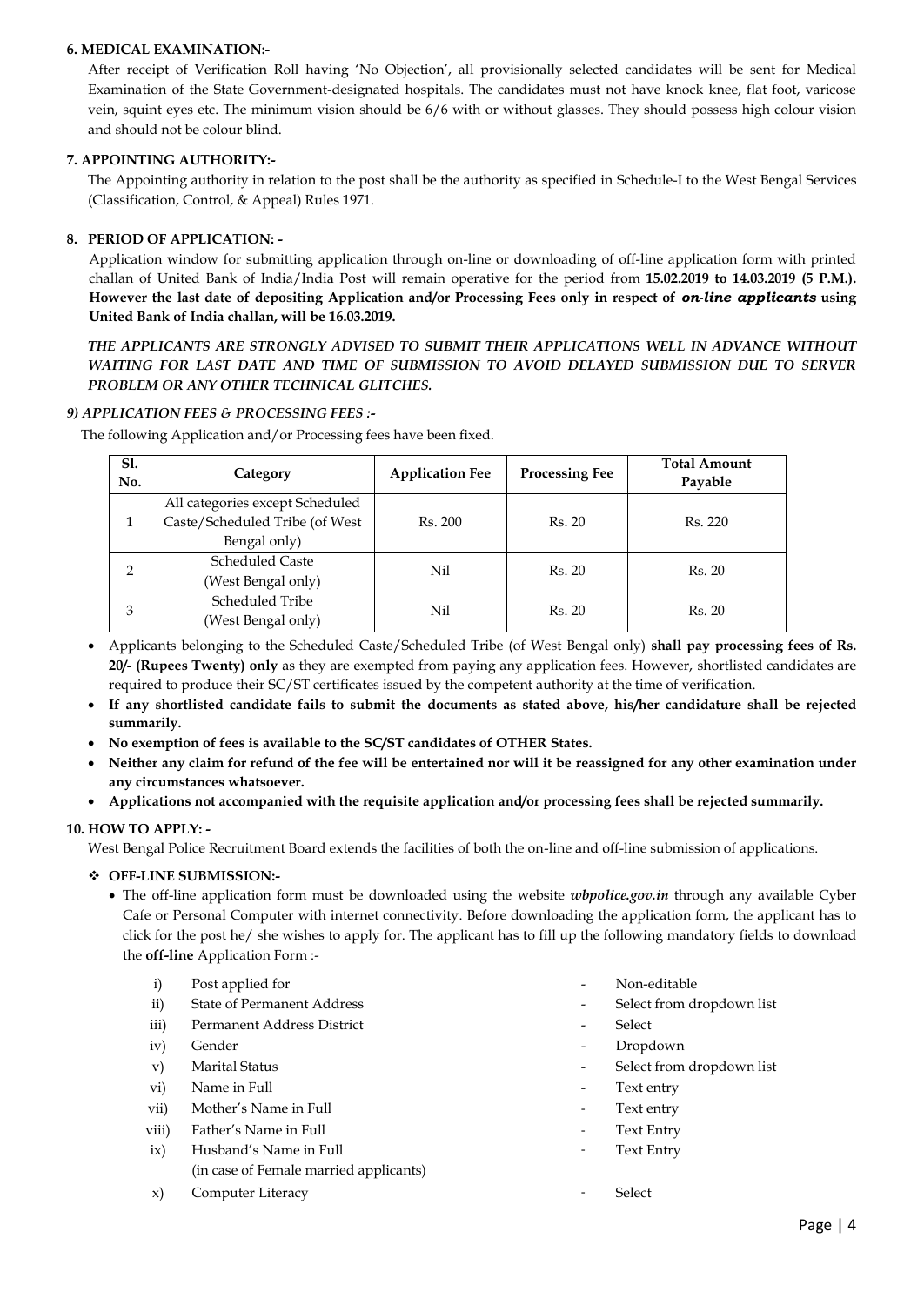**6. MEDICAL EXAMINATION:-**

After receipt of Verification Roll having 'No Objection', all provisionally selected candidates will be sent for Medical Examination of the State Government-designated hospitals. The candidates must not have knock knee, flat foot, varicose vein, squint eyes etc. The minimum vision should be 6/6 with or without glasses. They should possess high colour vision and should not be colour blind.

**7. APPOINTING AUTHORITY:-**

The Appointing authority in relation to the post shall be the authority as specified in Schedule-I to the West Bengal Services (Classification, Control, & Appeal) Rules 1971.

**8. PERIOD OF APPLICATION: -**

Application window for submitting application through on-line or downloading of off-line application form with printed challan of United Bank of India/India Post will remain operative for the period from **15.02.2019 to 14.03.2019 (5 P.M.). However the last date of depositing Application and/or Processing Fees only in respect of *on-line applicants* using United Bank of India challan, will be 16.03.2019.**

***THE APPLICANTS ARE STRONGLY ADVISED TO SUBMIT THEIR APPLICATIONS WELL IN ADVANCE WITHOUT WAITING FOR LAST DATE AND TIME OF SUBMISSION TO AVOID DELAYED SUBMISSION DUE TO SERVER PROBLEM OR ANY OTHER TECHNICAL GLITCHES.***

***9) APPLICATION FEES & PROCESSING FEES :-***

The following Application and/or Processing fees have been fixed.

| Sl. No. | Category | Application Fee | Processing Fee | Total Amount Payable |
|---|---|---|---|---|
| 1 | All categories except Scheduled Caste/Scheduled Tribe (of West Bengal only) | Rs. 200 | Rs. 20 | Rs. 220 |
| 2 | Scheduled Caste (West Bengal only) | Nil | Rs. 20 | Rs. 20 |
| 3 | Scheduled Tribe (West Bengal only) | Nil | Rs. 20 | Rs. 20 |

- Applicants belonging to the Scheduled Caste/Scheduled Tribe (of West Bengal only) **shall pay processing fees of Rs. 20/- (Rupees Twenty) only** as they are exempted from paying any application fees. However, shortlisted candidates are required to produce their SC/ST certificates issued by the competent authority at the time of verification.
- **If any shortlisted candidate fails to submit the documents as stated above, his/her candidature shall be rejected summarily.**
- **No exemption of fees is available to the SC/ST candidates of OTHER States.**
- **Neither any claim for refund of the fee will be entertained nor will it be reassigned for any other examination under any circumstances whatsoever.**
- **Applications not accompanied with the requisite application and/or processing fees shall be rejected summarily.**

**10. HOW TO APPLY: -**

West Bengal Police Recruitment Board extends the facilities of both the on-line and off-line submission of applications.

❖ **OFF-LINE SUBMISSION:-**

- The off-line application form must be downloaded using the website ***wbpolice.gov.in*** through any available Cyber Cafe or Personal Computer with internet connectivity. Before downloading the application form, the applicant has to click for the post he/ she wishes to apply for. The applicant has to fill up the following mandatory fields to download the **off-line** Application Form :-

| | | | |
|---|---|---|---|
| i) | Post applied for | - | Non-editable |
| ii) | State of Permanent Address | - | Select from dropdown list |
| iii) | Permanent Address District | - | Select |
| iv) | Gender | - | Dropdown |
| v) | Marital Status | - | Select from dropdown list |
| vi) | Name in Full | - | Text entry |
| vii) | Mother's Name in Full | - | Text entry |
| viii) | Father's Name in Full | - | Text Entry |
| ix) | Husband's Name in Full (in case of Female married applicants) | - | Text Entry |
| x) | Computer Literacy | - | Select |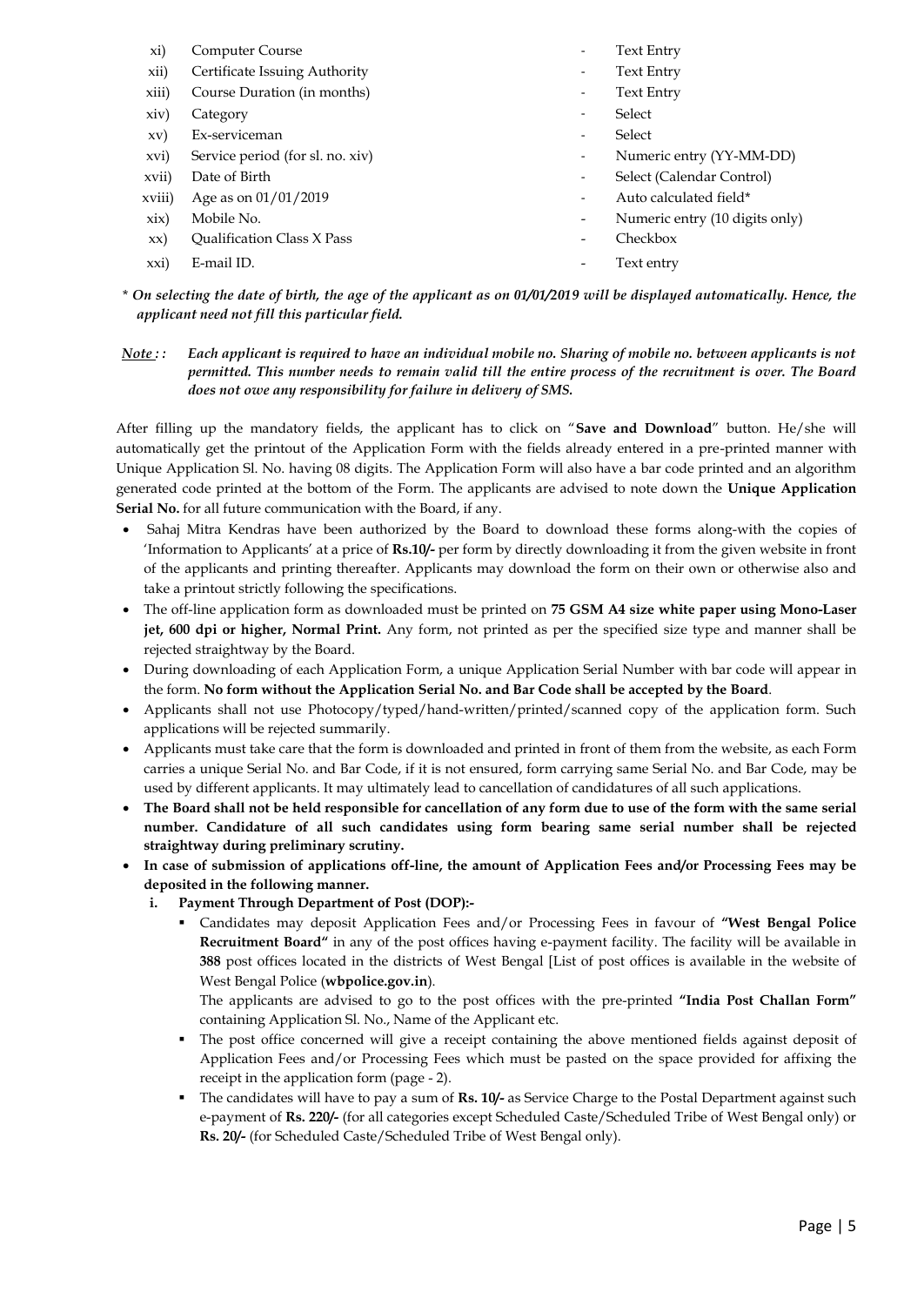| | | | |
|---|---|---|---|
| xi) | Computer Course | - | Text Entry |
| xii) | Certificate Issuing Authority | - | Text Entry |
| xiii) | Course Duration (in months) | - | Text Entry |
| xiv) | Category | - | Select |
| xv) | Ex-serviceman | - | Select |
| xvi) | Service period (for sl. no. xiv) | - | Numeric entry (YY-MM-DD) |
| xvii) | Date of Birth | - | Select (Calendar Control) |
| xviii) | Age as on 01/01/2019 | - | Auto calculated field* |
| xix) | Mobile No. | - | Numeric entry (10 digits only) |
| xx) | Qualification Class X Pass | - | Checkbox |
| xxi) | E-mail ID. | - | Text entry |

*\* On selecting the date of birth, the age of the applicant as on 01/01/2019 will be displayed automatically. Hence, the applicant need not fill this particular field.*

***Note : :*** ***Each applicant is required to have an individual mobile no. Sharing of mobile no. between applicants is not permitted. This number needs to remain valid till the entire process of the recruitment is over. The Board does not owe any responsibility for failure in delivery of SMS.***

After filling up the mandatory fields, the applicant has to click on "**Save and Download**" button. He/she will automatically get the printout of the Application Form with the fields already entered in a pre-printed manner with Unique Application Sl. No. having 08 digits. The Application Form will also have a bar code printed and an algorithm generated code printed at the bottom of the Form. The applicants are advised to note down the **Unique Application Serial No.** for all future communication with the Board, if any.

- Sahaj Mitra Kendras have been authorized by the Board to download these forms along-with the copies of 'Information to Applicants' at a price of **Rs.10/-** per form by directly downloading it from the given website in front of the applicants and printing thereafter. Applicants may download the form on their own or otherwise also and take a printout strictly following the specifications.
- The off-line application form as downloaded must be printed on **75 GSM A4 size white paper using Mono-Laser jet, 600 dpi or higher, Normal Print.** Any form, not printed as per the specified size type and manner shall be rejected straightway by the Board.
- During downloading of each Application Form, a unique Application Serial Number with bar code will appear in the form. **No form without the Application Serial No. and Bar Code shall be accepted by the Board**.
- Applicants shall not use Photocopy/typed/hand-written/printed/scanned copy of the application form. Such applications will be rejected summarily.
- Applicants must take care that the form is downloaded and printed in front of them from the website, as each Form carries a unique Serial No. and Bar Code, if it is not ensured, form carrying same Serial No. and Bar Code, may be used by different applicants. It may ultimately lead to cancellation of candidatures of all such applications.
- **The Board shall not be held responsible for cancellation of any form due to use of the form with the same serial number. Candidature of all such candidates using form bearing same serial number shall be rejected straightway during preliminary scrutiny.**
- **In case of submission of applications off-line, the amount of Application Fees and/or Processing Fees may be deposited in the following manner.**
  - **i. Payment Through Department of Post (DOP):-**
    - Candidates may deposit Application Fees and/or Processing Fees in favour of **"West Bengal Police Recruitment Board"** in any of the post offices having e-payment facility. The facility will be available in **388** post offices located in the districts of West Bengal [List of post offices is available in the website of West Bengal Police (**wbpolice.gov.in**).

      The applicants are advised to go to the post offices with the pre-printed **"India Post Challan Form"** containing Application Sl. No., Name of the Applicant etc.
    - The post office concerned will give a receipt containing the above mentioned fields against deposit of Application Fees and/or Processing Fees which must be pasted on the space provided for affixing the receipt in the application form (page - 2).
    - The candidates will have to pay a sum of **Rs. 10/-** as Service Charge to the Postal Department against such e-payment of **Rs. 220/-** (for all categories except Scheduled Caste/Scheduled Tribe of West Bengal only) or **Rs. 20/-** (for Scheduled Caste/Scheduled Tribe of West Bengal only).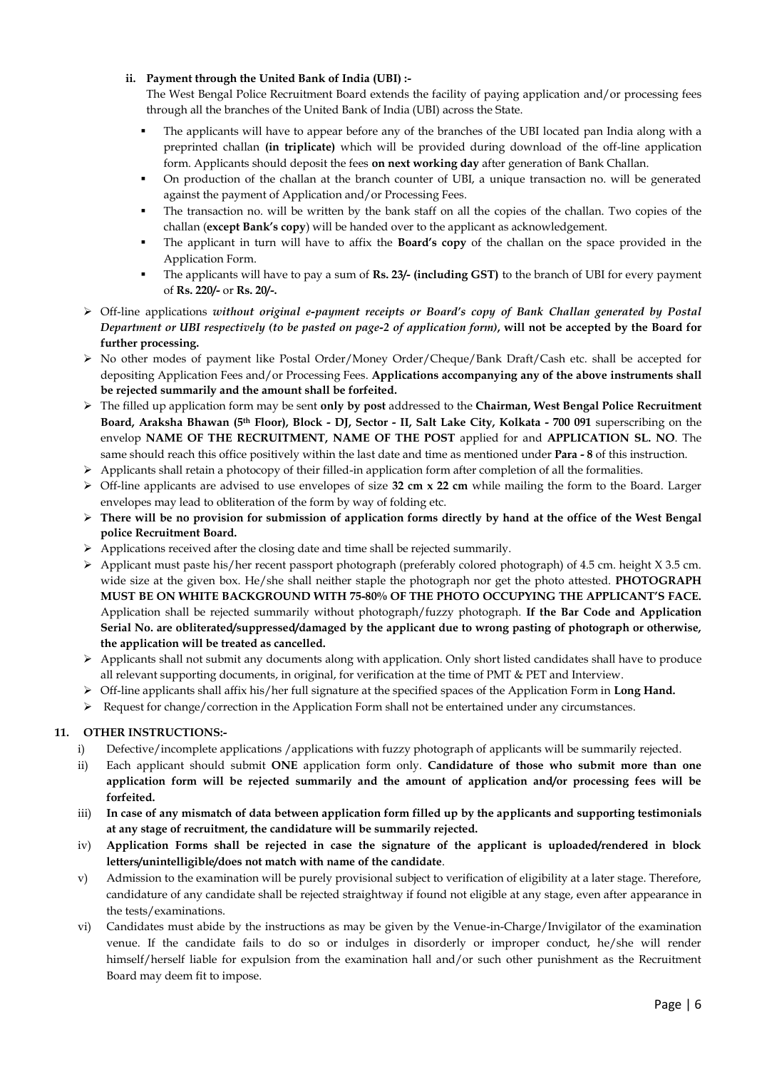**ii. Payment through the United Bank of India (UBI) :-**

The West Bengal Police Recruitment Board extends the facility of paying application and/or processing fees through all the branches of the United Bank of India (UBI) across the State.

- The applicants will have to appear before any of the branches of the UBI located pan India along with a preprinted challan **(in triplicate)** which will be provided during download of the off-line application form. Applicants should deposit the fees **on next working day** after generation of Bank Challan.
- On production of the challan at the branch counter of UBI, a unique transaction no. will be generated against the payment of Application and/or Processing Fees.
- The transaction no. will be written by the bank staff on all the copies of the challan. Two copies of the challan (**except Bank's copy**) will be handed over to the applicant as acknowledgement.
- The applicant in turn will have to affix the **Board's copy** of the challan on the space provided in the Application Form.
- The applicants will have to pay a sum of **Rs. 23/- (including GST)** to the branch of UBI for every payment of **Rs. 220/-** or **Rs. 20/-.**

- Off-line applications *without original e-payment receipts or Board's copy of Bank Challan generated by Postal Department or UBI respectively (to be pasted on page-2 of application form)*, **will not be accepted by the Board for further processing.**
- No other modes of payment like Postal Order/Money Order/Cheque/Bank Draft/Cash etc. shall be accepted for depositing Application Fees and/or Processing Fees. **Applications accompanying any of the above instruments shall be rejected summarily and the amount shall be forfeited.**
- The filled up application form may be sent **only by post** addressed to the **Chairman, West Bengal Police Recruitment Board, Araksha Bhawan (5th Floor), Block - DJ, Sector - II, Salt Lake City, Kolkata - 700 091** superscribing on the envelop **NAME OF THE RECRUITMENT, NAME OF THE POST** applied for and **APPLICATION SL. NO**. The same should reach this office positively within the last date and time as mentioned under **Para - 8** of this instruction.
- Applicants shall retain a photocopy of their filled-in application form after completion of all the formalities.
- Off-line applicants are advised to use envelopes of size **32 cm x 22 cm** while mailing the form to the Board. Larger envelopes may lead to obliteration of the form by way of folding etc.
- **There will be no provision for submission of application forms directly by hand at the office of the West Bengal police Recruitment Board.**
- Applications received after the closing date and time shall be rejected summarily.
- Applicant must paste his/her recent passport photograph (preferably colored photograph) of 4.5 cm. height X 3.5 cm. wide size at the given box. He/she shall neither staple the photograph nor get the photo attested. **PHOTOGRAPH MUST BE ON WHITE BACKGROUND WITH 75-80% OF THE PHOTO OCCUPYING THE APPLICANT'S FACE.** Application shall be rejected summarily without photograph/fuzzy photograph. **If the Bar Code and Application Serial No. are obliterated/suppressed/damaged by the applicant due to wrong pasting of photograph or otherwise, the application will be treated as cancelled.**
- Applicants shall not submit any documents along with application. Only short listed candidates shall have to produce all relevant supporting documents, in original, for verification at the time of PMT & PET and Interview.
- Off-line applicants shall affix his/her full signature at the specified spaces of the Application Form in **Long Hand.**
- Request for change/correction in the Application Form shall not be entertained under any circumstances.

## 11. OTHER INSTRUCTIONS:-

i) Defective/incomplete applications /applications with fuzzy photograph of applicants will be summarily rejected.

ii) Each applicant should submit **ONE** application form only. **Candidature of those who submit more than one application form will be rejected summarily and the amount of application and/or processing fees will be forfeited.**

iii) **In case of any mismatch of data between application form filled up by the applicants and supporting testimonials at any stage of recruitment, the candidature will be summarily rejected.**

iv) **Application Forms shall be rejected in case the signature of the applicant is uploaded/rendered in block letters/unintelligible/does not match with name of the candidate**.

v) Admission to the examination will be purely provisional subject to verification of eligibility at a later stage. Therefore, candidature of any candidate shall be rejected straightway if found not eligible at any stage, even after appearance in the tests/examinations.

vi) Candidates must abide by the instructions as may be given by the Venue-in-Charge/Invigilator of the examination venue. If the candidate fails to do so or indulges in disorderly or improper conduct, he/she will render himself/herself liable for expulsion from the examination hall and/or such other punishment as the Recruitment Board may deem fit to impose.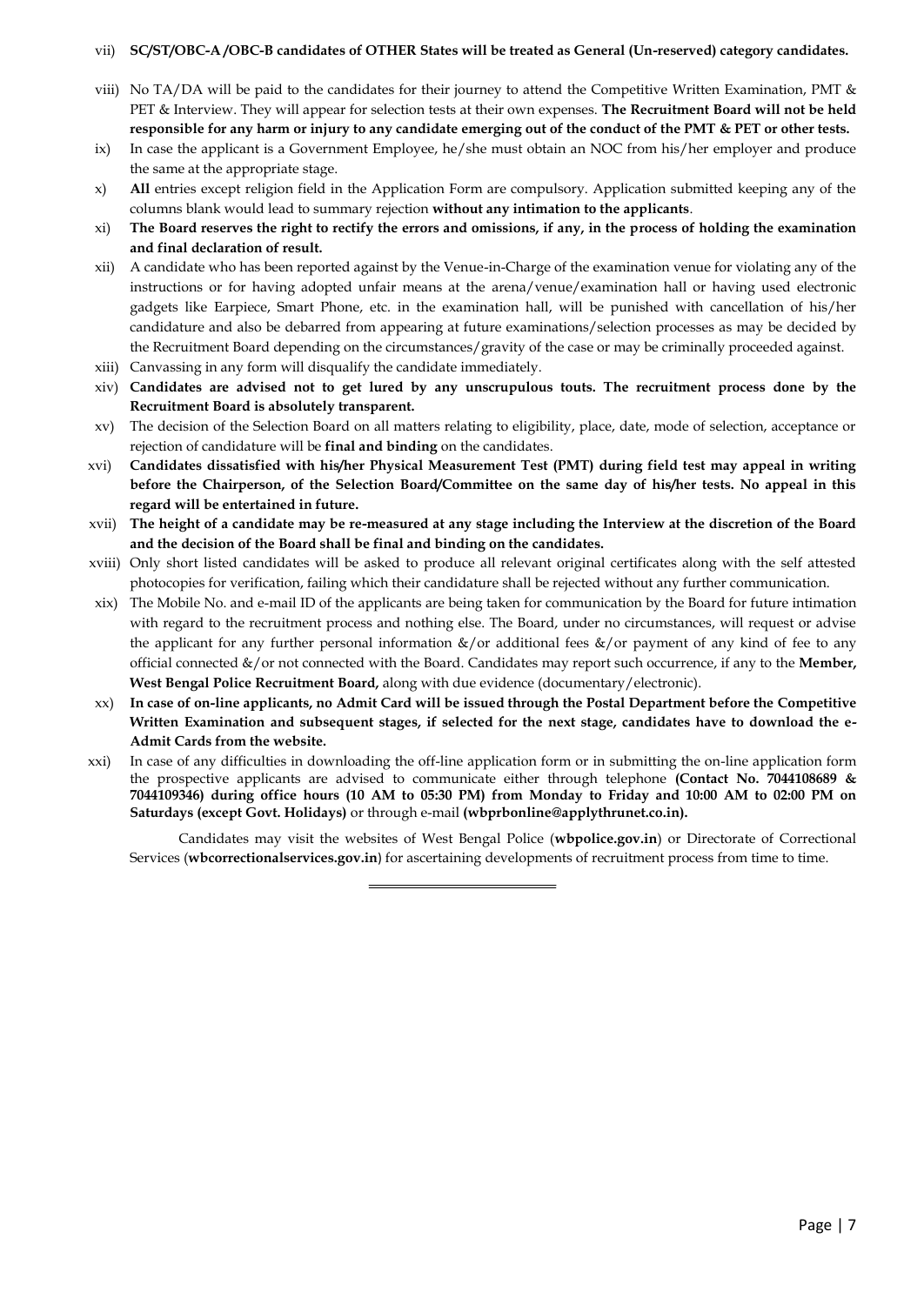vii) **SC/ST/OBC-A /OBC-B candidates of OTHER States will be treated as General (Un-reserved) category candidates.**

viii) No TA/DA will be paid to the candidates for their journey to attend the Competitive Written Examination, PMT & PET & Interview. They will appear for selection tests at their own expenses. **The Recruitment Board will not be held responsible for any harm or injury to any candidate emerging out of the conduct of the PMT & PET or other tests.**

ix) In case the applicant is a Government Employee, he/she must obtain an NOC from his/her employer and produce the same at the appropriate stage.

x) **All** entries except religion field in the Application Form are compulsory. Application submitted keeping any of the columns blank would lead to summary rejection **without any intimation to the applicants**.

xi) **The Board reserves the right to rectify the errors and omissions, if any, in the process of holding the examination and final declaration of result.**

xii) A candidate who has been reported against by the Venue-in-Charge of the examination venue for violating any of the instructions or for having adopted unfair means at the arena/venue/examination hall or having used electronic gadgets like Earpiece, Smart Phone, etc. in the examination hall, will be punished with cancellation of his/her candidature and also be debarred from appearing at future examinations/selection processes as may be decided by the Recruitment Board depending on the circumstances/gravity of the case or may be criminally proceeded against.

xiii) Canvassing in any form will disqualify the candidate immediately.

xiv) **Candidates are advised not to get lured by any unscrupulous touts. The recruitment process done by the Recruitment Board is absolutely transparent.**

xv) The decision of the Selection Board on all matters relating to eligibility, place, date, mode of selection, acceptance or rejection of candidature will be **final and binding** on the candidates.

xvi) **Candidates dissatisfied with his/her Physical Measurement Test (PMT) during field test may appeal in writing before the Chairperson, of the Selection Board/Committee on the same day of his/her tests. No appeal in this regard will be entertained in future.**

xvii) **The height of a candidate may be re-measured at any stage including the Interview at the discretion of the Board and the decision of the Board shall be final and binding on the candidates.**

xviii) Only short listed candidates will be asked to produce all relevant original certificates along with the self attested photocopies for verification, failing which their candidature shall be rejected without any further communication.

xix) The Mobile No. and e-mail ID of the applicants are being taken for communication by the Board for future intimation with regard to the recruitment process and nothing else. The Board, under no circumstances, will request or advise the applicant for any further personal information &/or additional fees &/or payment of any kind of fee to any official connected &/or not connected with the Board. Candidates may report such occurrence, if any to the **Member, West Bengal Police Recruitment Board,** along with due evidence (documentary/electronic).

xx) **In case of on-line applicants, no Admit Card will be issued through the Postal Department before the Competitive Written Examination and subsequent stages, if selected for the next stage, candidates have to download the e-Admit Cards from the website.**

xxi) In case of any difficulties in downloading the off-line application form or in submitting the on-line application form the prospective applicants are advised to communicate either through telephone **(Contact No. 7044108689 & 7044109346) during office hours (10 AM to 05:30 PM) from Monday to Friday and 10:00 AM to 02:00 PM on Saturdays (except Govt. Holidays)** or through e-mail **(wbprbonline@applythrunet.co.in).**

Candidates may visit the websites of West Bengal Police (**wbpolice.gov.in**) or Directorate of Correctional Services (**wbcorrectionalservices.gov.in**) for ascertaining developments of recruitment process from time to time.